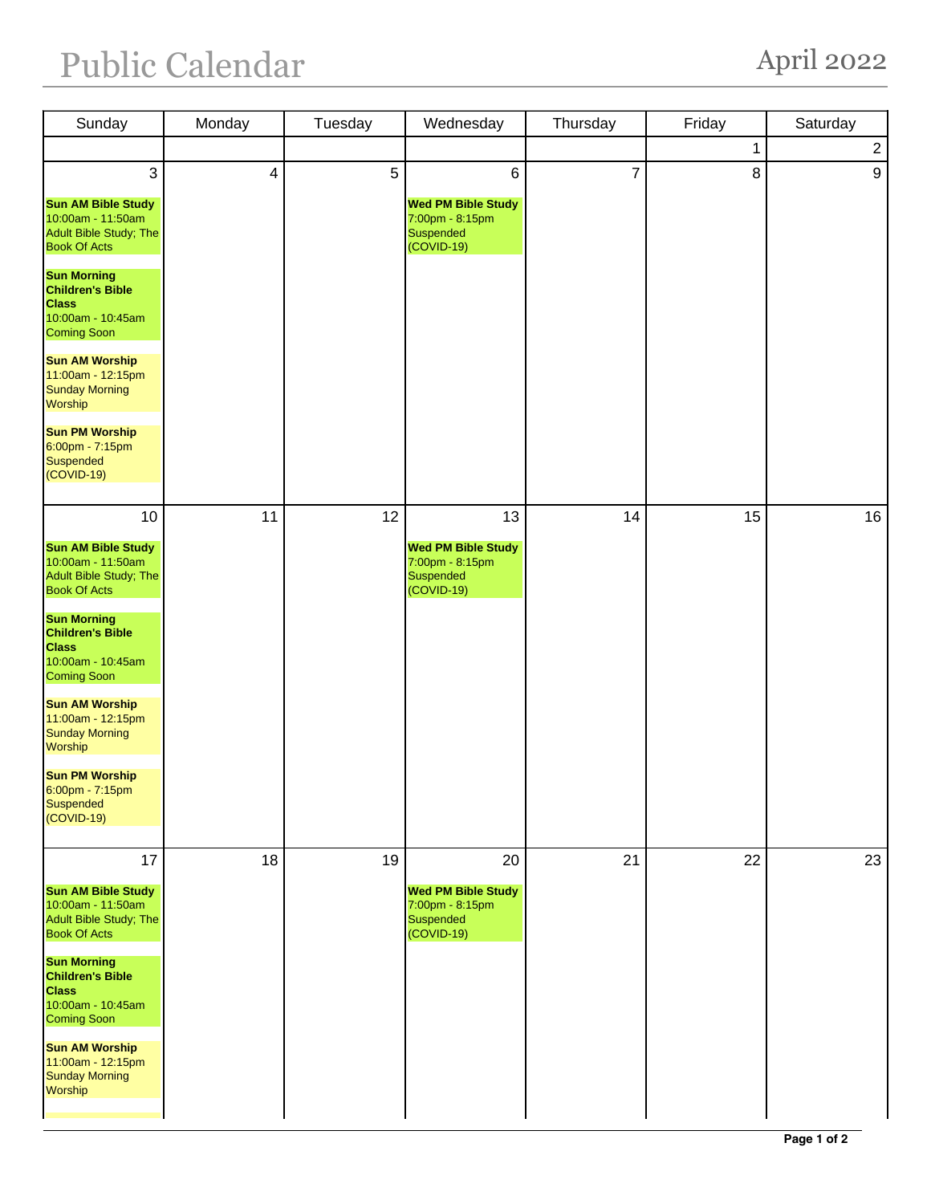# Public Calendar

April 2022

| Sunday | Monday | Tuesday | Wednesday | Thursday | Friday | Saturday |
|---|---|---|---|---|---|---|
| | | | | | 1 | 2 |
| 3<br><br>**Sun AM Bible Study**<br>10:00am - 11:50am<br>Adult Bible Study; The Book Of Acts<br><br>**Sun Morning Children's Bible Class**<br>10:00am - 10:45am<br>Coming Soon<br><br>**Sun AM Worship**<br>11:00am - 12:15pm<br>Sunday Morning Worship<br><br>**Sun PM Worship**<br>6:00pm - 7:15pm<br>Suspended (COVID-19) | 4 | 5 | 6<br><br>**Wed PM Bible Study**<br>7:00pm - 8:15pm<br>Suspended (COVID-19) | 7 | 8 | 9 |
| 10<br><br>**Sun AM Bible Study**<br>10:00am - 11:50am<br>Adult Bible Study; The Book Of Acts<br><br>**Sun Morning Children's Bible Class**<br>10:00am - 10:45am<br>Coming Soon<br><br>**Sun AM Worship**<br>11:00am - 12:15pm<br>Sunday Morning Worship<br><br>**Sun PM Worship**<br>6:00pm - 7:15pm<br>Suspended (COVID-19) | 11 | 12 | 13<br><br>**Wed PM Bible Study**<br>7:00pm - 8:15pm<br>Suspended (COVID-19) | 14 | 15 | 16 |
| 17<br><br>**Sun AM Bible Study**<br>10:00am - 11:50am<br>Adult Bible Study; The Book Of Acts<br><br>**Sun Morning Children's Bible Class**<br>10:00am - 10:45am<br>Coming Soon<br><br>**Sun AM Worship**<br>11:00am - 12:15pm<br>Sunday Morning Worship | 18 | 19 | 20<br><br>**Wed PM Bible Study**<br>7:00pm - 8:15pm<br>Suspended (COVID-19) | 21 | 22 | 23 |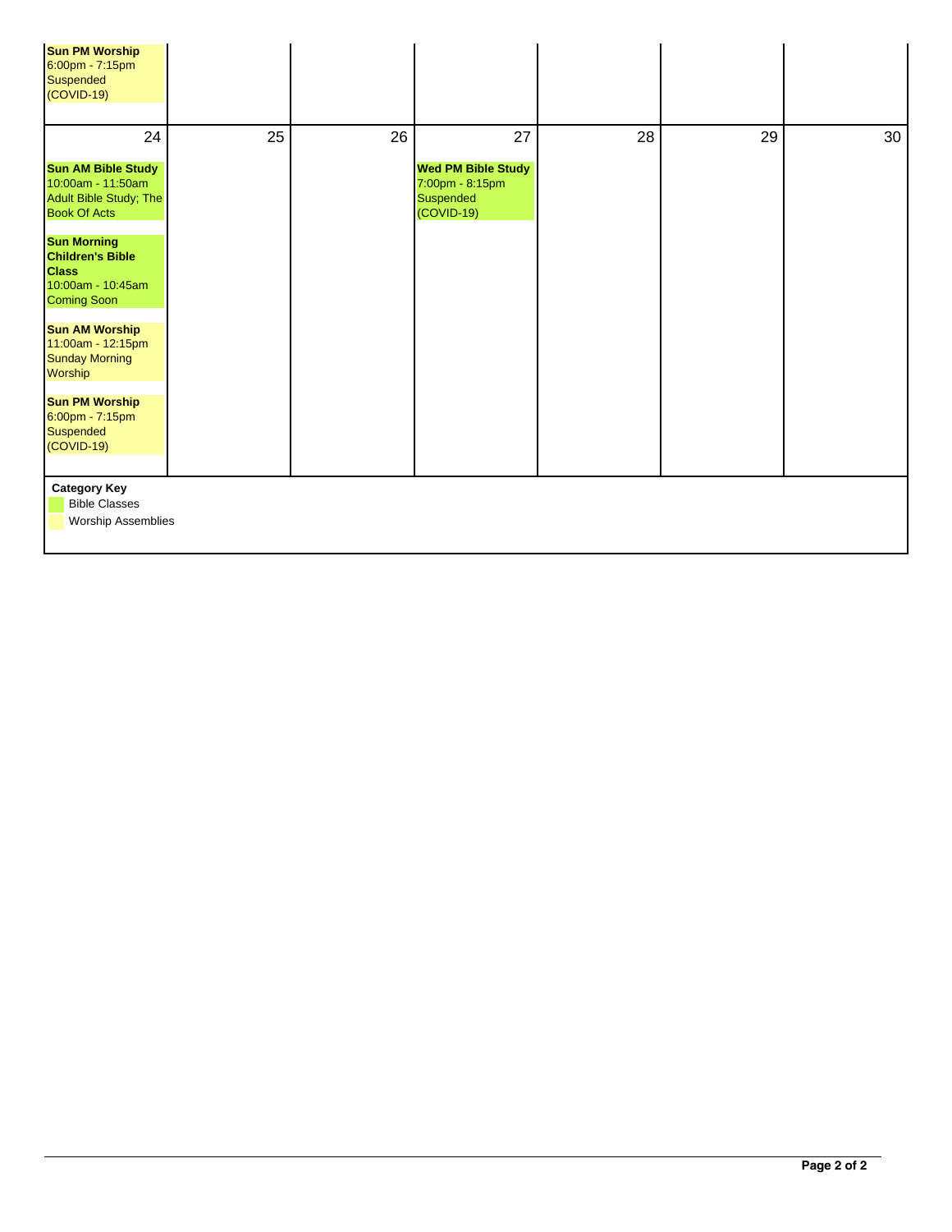| | | | | | | |
|---|---|---|---|---|---|---|
| **Sun PM Worship** 6:00pm - 7:15pm Suspended (COVID-19) | | | | | | |
| 24 | 25 | 26 | 27 | 28 | 29 | 30 |
| **Sun AM Bible Study** 10:00am - 11:50am Adult Bible Study; The Book Of Acts<br><br>**Sun Morning Children's Bible Class** 10:00am - 10:45am Coming Soon<br><br>**Sun AM Worship** 11:00am - 12:15pm Sunday Morning Worship<br><br>**Sun PM Worship** 6:00pm - 7:15pm Suspended (COVID-19) | | | **Wed PM Bible Study** 7:00pm - 8:15pm Suspended (COVID-19) | | | |

**Category Key**

- Bible Classes
- Worship Assemblies